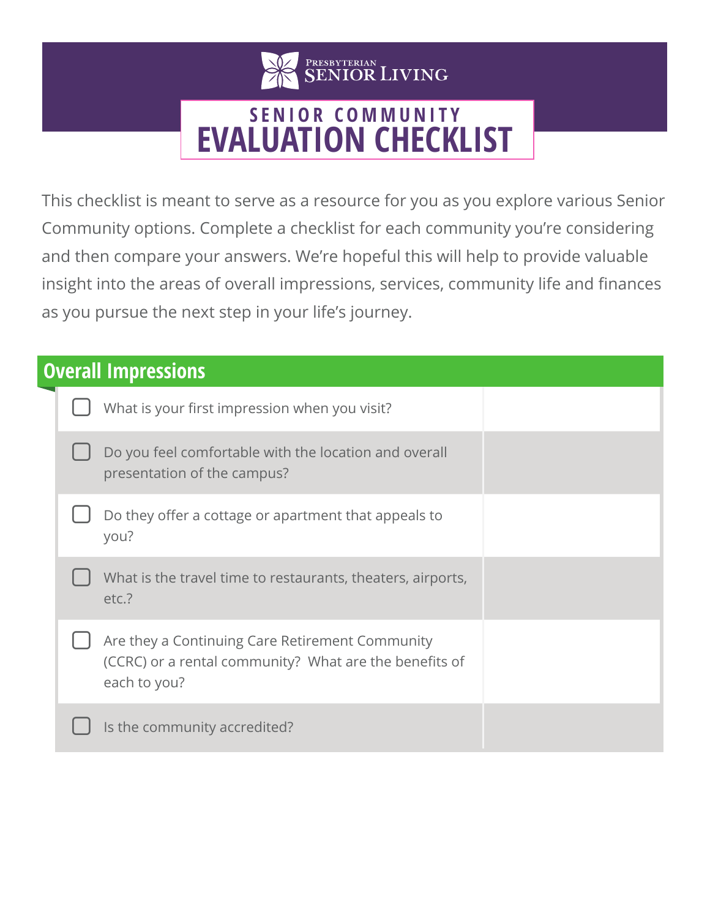Presbyterian Senior Living

# SENIOR COMMUNITY EVALUATION CHECKLIST

This checklist is meant to serve as a resource for you as you explore various Senior Community options. Complete a checklist for each community you're considering and then compare your answers. We're hopeful this will help to provide valuable insight into the areas of overall impressions, services, community life and finances as you pursue the next step in your life's journey.

## Overall Impressions

| | |
|---|---|
| ☐ What is your first impression when you visit? | |
| ☐ Do you feel comfortable with the location and overall presentation of the campus? | |
| ☐ Do they offer a cottage or apartment that appeals to you? | |
| ☐ What is the travel time to restaurants, theaters, airports, etc.? | |
| ☐ Are they a Continuing Care Retirement Community (CCRC) or a rental community? What are the benefits of each to you? | |
| ☐ Is the community accredited? | |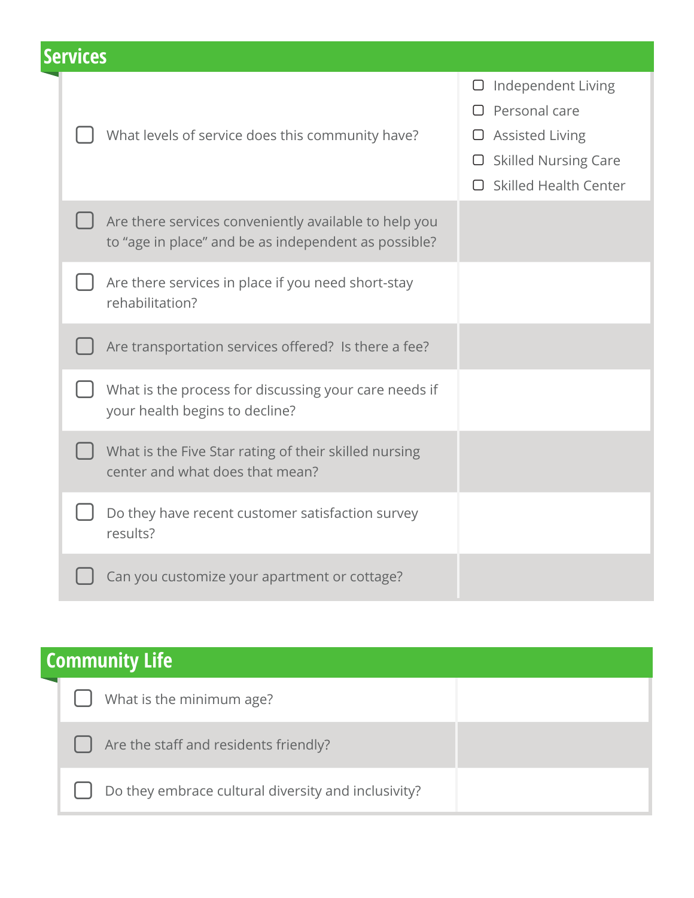## Services

| Question | Notes |
| --- | --- |
| ☐ What levels of service does this community have? | ☐ Independent Living<br>☐ Personal care<br>☐ Assisted Living<br>☐ Skilled Nursing Care<br>☐ Skilled Health Center |
| ☐ Are there services conveniently available to help you to “age in place” and be as independent as possible? | |
| ☐ Are there services in place if you need short-stay rehabilitation? | |
| ☐ Are transportation services offered? Is there a fee? | |
| ☐ What is the process for discussing your care needs if your health begins to decline? | |
| ☐ What is the Five Star rating of their skilled nursing center and what does that mean? | |
| ☐ Do they have recent customer satisfaction survey results? | |
| ☐ Can you customize your apartment or cottage? | |

## Community Life

| Question | Notes |
| --- | --- |
| ☐ What is the minimum age? | |
| ☐ Are the staff and residents friendly? | |
| ☐ Do they embrace cultural diversity and inclusivity? | |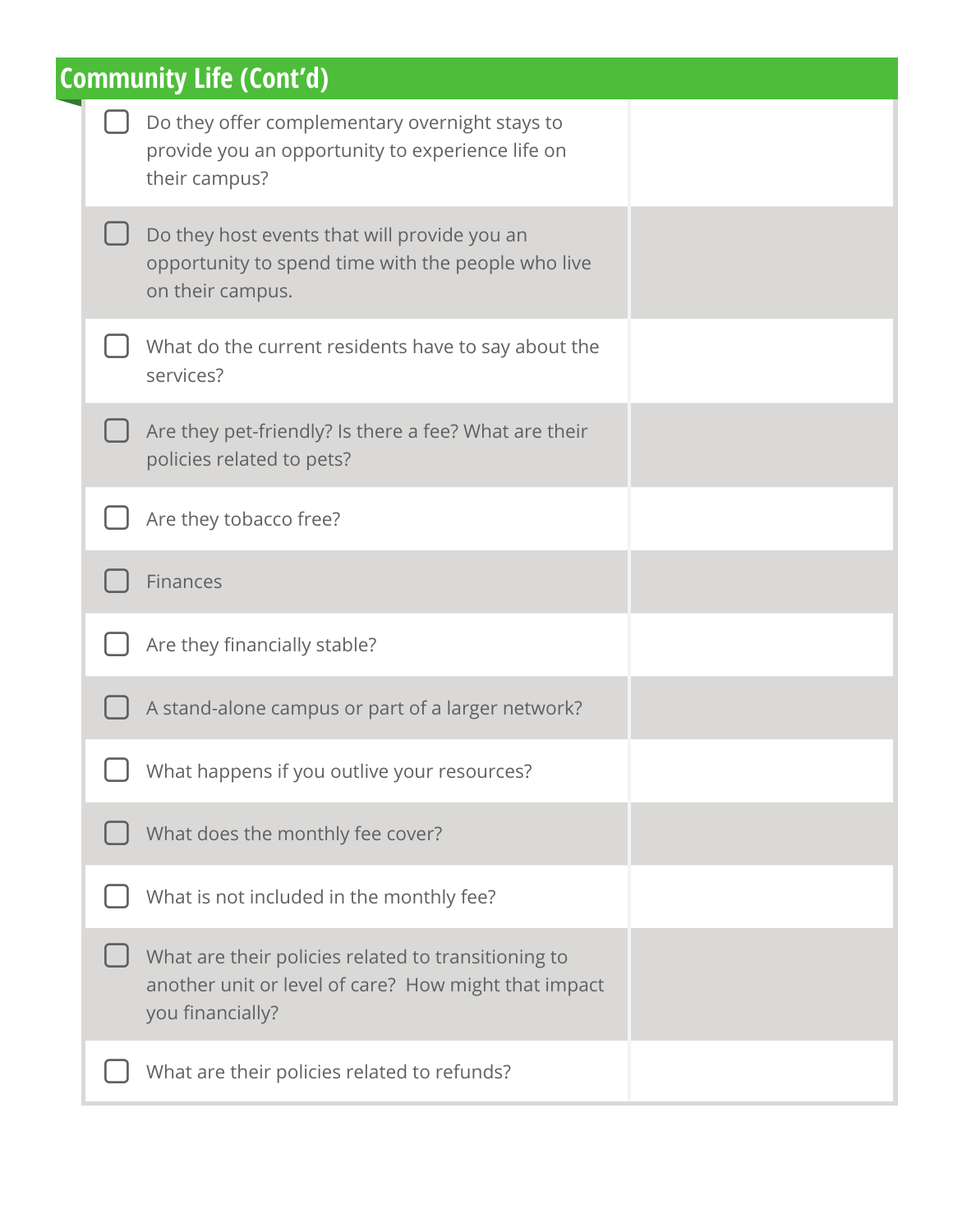## Community Life (Cont'd)

| | |
|---|---|
| ☐ Do they offer complementary overnight stays to provide you an opportunity to experience life on their campus? | |
| ☐ Do they host events that will provide you an opportunity to spend time with the people who live on their campus. | |
| ☐ What do the current residents have to say about the services? | |
| ☐ Are they pet-friendly? Is there a fee? What are their policies related to pets? | |
| ☐ Are they tobacco free? | |
| ☐ Finances | |
| ☐ Are they financially stable? | |
| ☐ A stand-alone campus or part of a larger network? | |
| ☐ What happens if you outlive your resources? | |
| ☐ What does the monthly fee cover? | |
| ☐ What is not included in the monthly fee? | |
| ☐ What are their policies related to transitioning to another unit or level of care? How might that impact you financially? | |
| ☐ What are their policies related to refunds? | |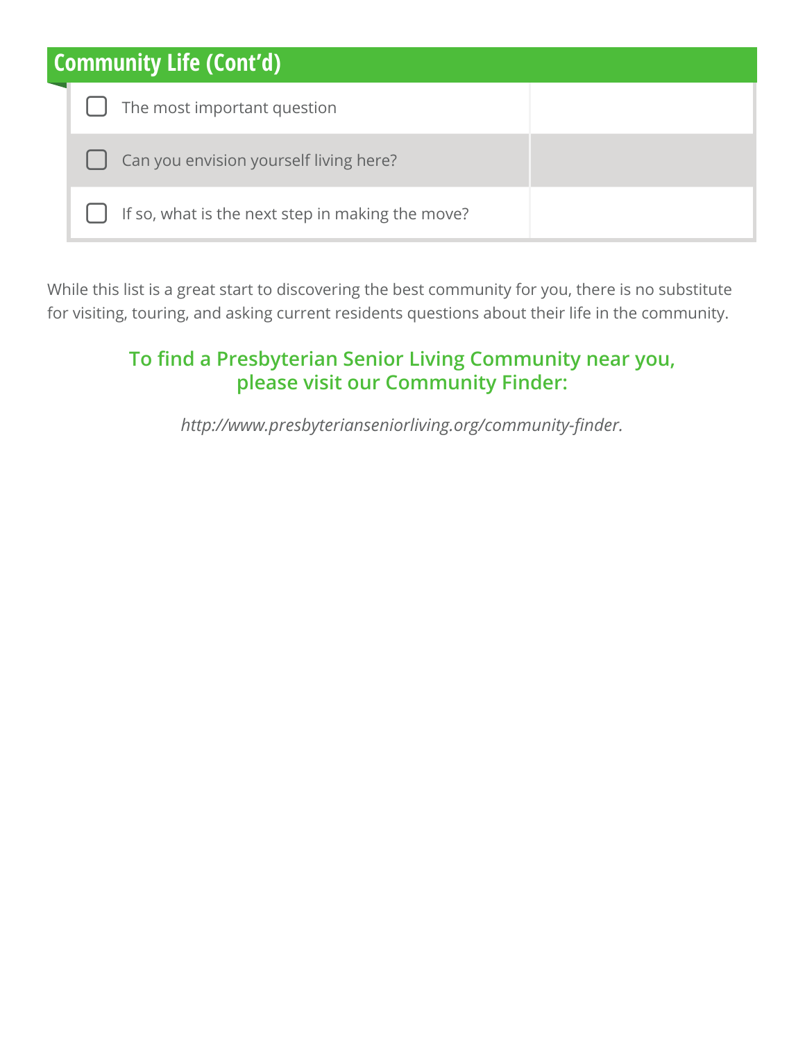## Community Life (Cont'd)

| | |
|---|---|
| ☐ The most important question | |
| ☐ Can you envision yourself living here? | |
| ☐ If so, what is the next step in making the move? | |

While this list is a great start to discovering the best community for you, there is no substitute for visiting, touring, and asking current residents questions about their life in the community.

**To find a Presbyterian Senior Living Community near you, please visit our Community Finder:**

*http://www.presbyterianseniorliving.org/community-finder.*